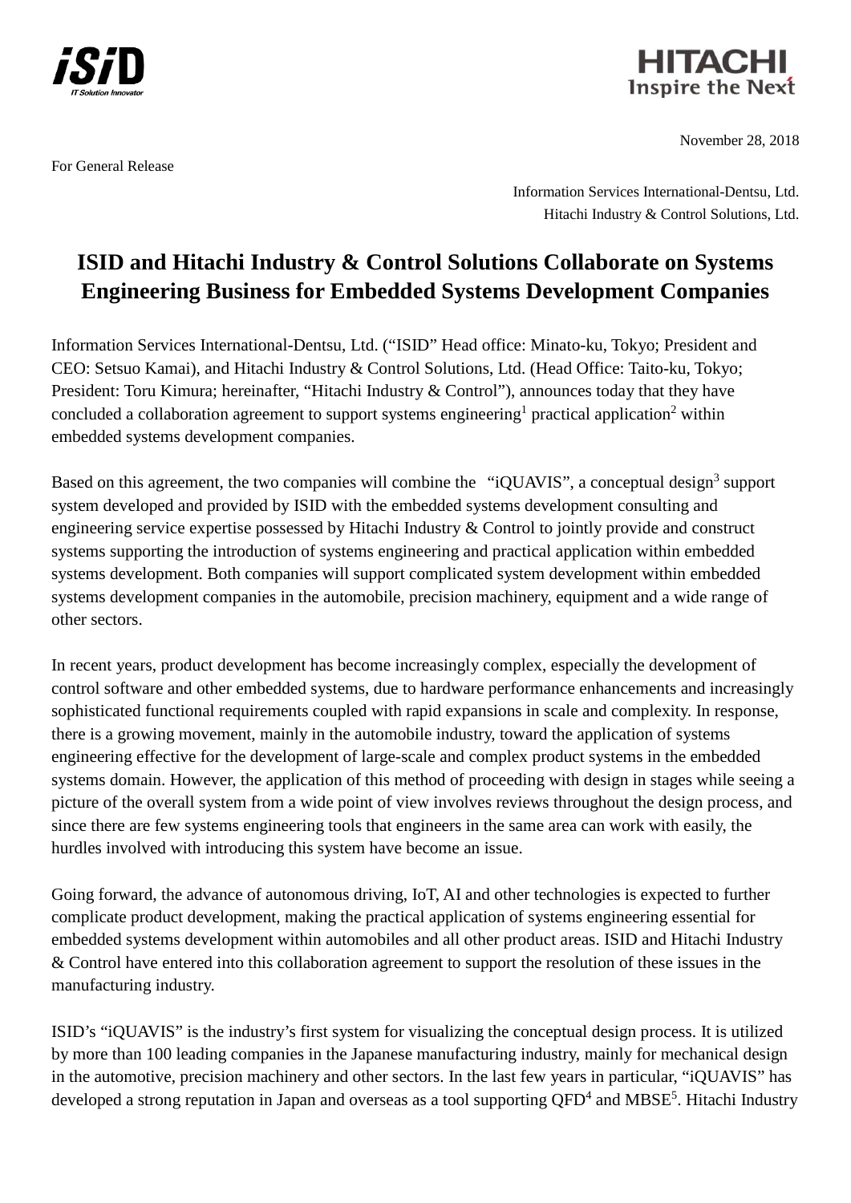November 28, 2018

For General Release

Information Services International-Dentsu, Ltd.
Hitachi Industry & Control Solutions, Ltd.

# ISID and Hitachi Industry & Control Solutions Collaborate on Systems Engineering Business for Embedded Systems Development Companies

Information Services International-Dentsu, Ltd. ("ISID" Head office: Minato-ku, Tokyo; President and CEO: Setsuo Kamai), and Hitachi Industry & Control Solutions, Ltd. (Head Office: Taito-ku, Tokyo; President: Toru Kimura; hereinafter, "Hitachi Industry & Control"), announces today that they have concluded a collaboration agreement to support systems engineering[1] practical application[2] within embedded systems development companies.

Based on this agreement, the two companies will combine the "iQUAVIS", a conceptual design[3] support system developed and provided by ISID with the embedded systems development consulting and engineering service expertise possessed by Hitachi Industry & Control to jointly provide and construct systems supporting the introduction of systems engineering and practical application within embedded systems development. Both companies will support complicated system development within embedded systems development companies in the automobile, precision machinery, equipment and a wide range of other sectors.

In recent years, product development has become increasingly complex, especially the development of control software and other embedded systems, due to hardware performance enhancements and increasingly sophisticated functional requirements coupled with rapid expansions in scale and complexity. In response, there is a growing movement, mainly in the automobile industry, toward the application of systems engineering effective for the development of large-scale and complex product systems in the embedded systems domain. However, the application of this method of proceeding with design in stages while seeing a picture of the overall system from a wide point of view involves reviews throughout the design process, and since there are few systems engineering tools that engineers in the same area can work with easily, the hurdles involved with introducing this system have become an issue.

Going forward, the advance of autonomous driving, IoT, AI and other technologies is expected to further complicate product development, making the practical application of systems engineering essential for embedded systems development within automobiles and all other product areas. ISID and Hitachi Industry & Control have entered into this collaboration agreement to support the resolution of these issues in the manufacturing industry.

ISID's "iQUAVIS" is the industry's first system for visualizing the conceptual design process. It is utilized by more than 100 leading companies in the Japanese manufacturing industry, mainly for mechanical design in the automotive, precision machinery and other sectors. In the last few years in particular, "iQUAVIS" has developed a strong reputation in Japan and overseas as a tool supporting QFD[4] and MBSE[5]. Hitachi Industry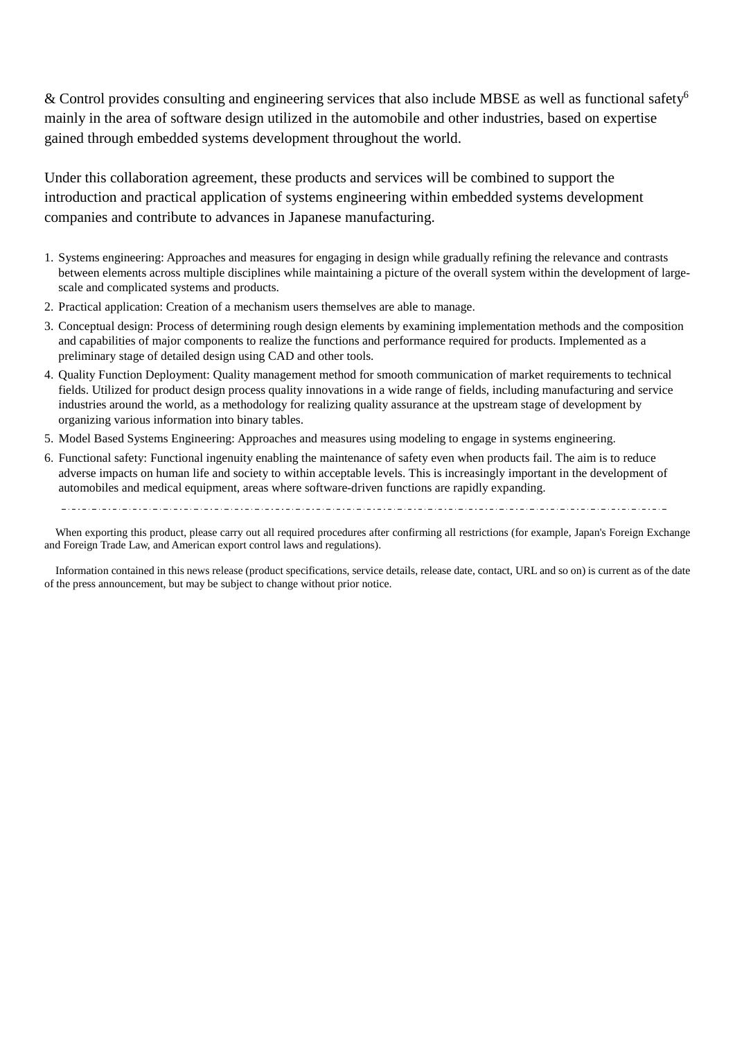& Control provides consulting and engineering services that also include MBSE as well as functional safety[6] mainly in the area of software design utilized in the automobile and other industries, based on expertise gained through embedded systems development throughout the world.

Under this collaboration agreement, these products and services will be combined to support the introduction and practical application of systems engineering within embedded systems development companies and contribute to advances in Japanese manufacturing.

1. Systems engineering: Approaches and measures for engaging in design while gradually refining the relevance and contrasts between elements across multiple disciplines while maintaining a picture of the overall system within the development of large-scale and complicated systems and products.
2. Practical application: Creation of a mechanism users themselves are able to manage.
3. Conceptual design: Process of determining rough design elements by examining implementation methods and the composition and capabilities of major components to realize the functions and performance required for products. Implemented as a preliminary stage of detailed design using CAD and other tools.
4. Quality Function Deployment: Quality management method for smooth communication of market requirements to technical fields. Utilized for product design process quality innovations in a wide range of fields, including manufacturing and service industries around the world, as a methodology for realizing quality assurance at the upstream stage of development by organizing various information into binary tables.
5. Model Based Systems Engineering: Approaches and measures using modeling to engage in systems engineering.
6. Functional safety: Functional ingenuity enabling the maintenance of safety even when products fail. The aim is to reduce adverse impacts on human life and society to within acceptable levels. This is increasingly important in the development of automobiles and medical equipment, areas where software-driven functions are rapidly expanding.

---

When exporting this product, please carry out all required procedures after confirming all restrictions (for example, Japan's Foreign Exchange and Foreign Trade Law, and American export control laws and regulations).

Information contained in this news release (product specifications, service details, release date, contact, URL and so on) is current as of the date of the press announcement, but may be subject to change without prior notice.